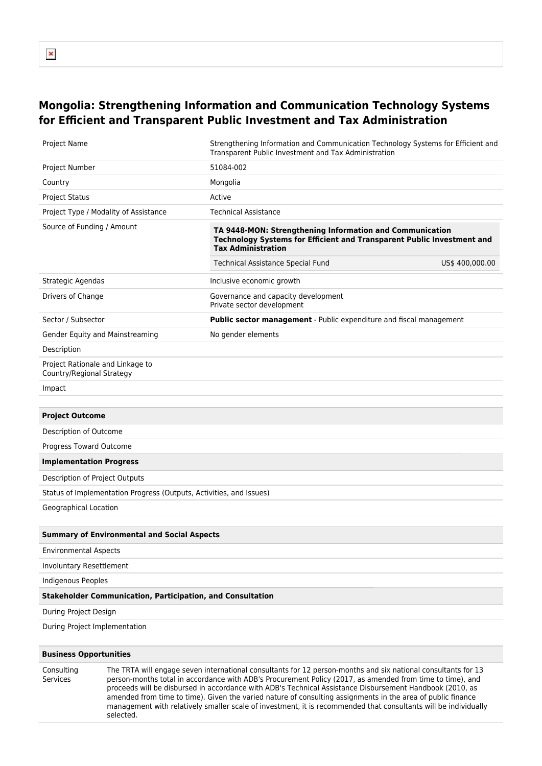# Mongolia: Strengthening Information and Communication Technology Systems for Efficient and Transparent Public Investment and Tax Administration

| | |
|---|---|
| Project Name | Strengthening Information and Communication Technology Systems for Efficient and Transparent Public Investment and Tax Administration |
| Project Number | 51084-002 |
| Country | Mongolia |
| Project Status | Active |
| Project Type / Modality of Assistance | Technical Assistance |
| Source of Funding / Amount | **TA 9448-MON: Strengthening Information and Communication Technology Systems for Efficient and Transparent Public Investment and Tax Administration**<br>Technical Assistance Special Fund — US$ 400,000.00 |
| Strategic Agendas | Inclusive economic growth |
| Drivers of Change | Governance and capacity development<br>Private sector development |
| Sector / Subsector | **Public sector management** - Public expenditure and fiscal management |
| Gender Equity and Mainstreaming | No gender elements |
| Description | |
| Project Rationale and Linkage to Country/Regional Strategy | |
| Impact | |

| **Project Outcome** |
|---|
| Description of Outcome |
| Progress Toward Outcome |
| **Implementation Progress** |
| Description of Project Outputs |
| Status of Implementation Progress (Outputs, Activities, and Issues) |
| Geographical Location |

| **Summary of Environmental and Social Aspects** |
|---|
| Environmental Aspects |
| Involuntary Resettlement |
| Indigenous Peoples |
| **Stakeholder Communication, Participation, and Consultation** |
| During Project Design |
| During Project Implementation |

| **Business Opportunities** | |
|---|---|
| Consulting Services | The TRTA will engage seven international consultants for 12 person-months and six national consultants for 13 person-months total in accordance with ADB's Procurement Policy (2017, as amended from time to time), and proceeds will be disbursed in accordance with ADB's Technical Assistance Disbursement Handbook (2010, as amended from time to time). Given the varied nature of consulting assignments in the area of public finance management with relatively smaller scale of investment, it is recommended that consultants will be individually selected. |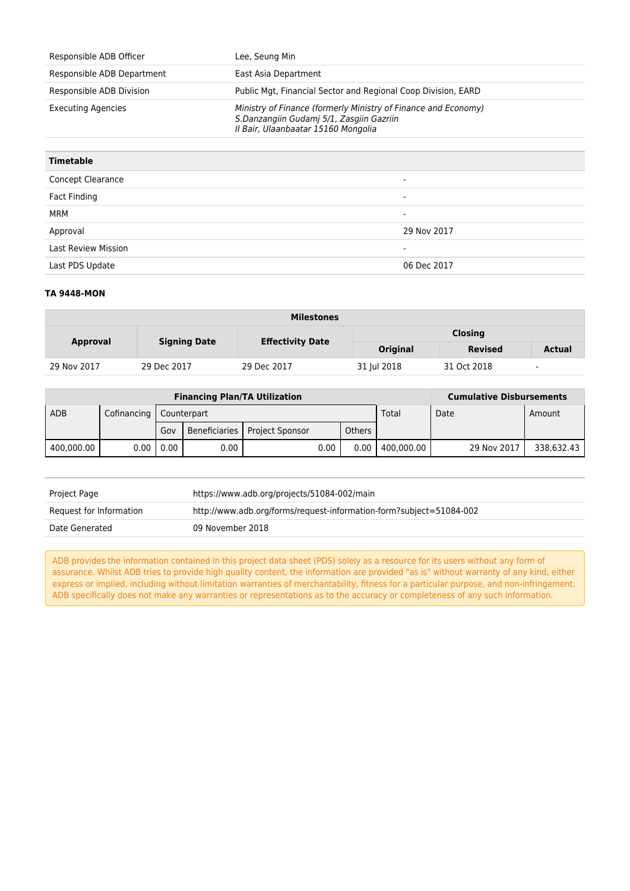| | |
|---|---|
| Responsible ADB Officer | Lee, Seung Min |
| Responsible ADB Department | East Asia Department |
| Responsible ADB Division | Public Mgt, Financial Sector and Regional Coop Division, EARD |
| Executing Agencies | *Ministry of Finance (formerly Ministry of Finance and Economy) S.Danzangiin Gudamj 5/1, Zasgiin Gazriin II Bair, Ulaanbaatar 15160 Mongolia* |

| Timetable | |
|---|---|
| Concept Clearance | - |
| Fact Finding | - |
| MRM | - |
| Approval | 29 Nov 2017 |
| Last Review Mission | - |
| Last PDS Update | 06 Dec 2017 |

**TA 9448-MON**

| Milestones | | | | | |
|---|---|---|---|---|---|
| Approval | Signing Date | Effectivity Date | Closing | | |
| | | | Original | Revised | Actual |
| 29 Nov 2017 | 29 Dec 2017 | 29 Dec 2017 | 31 Jul 2018 | 31 Oct 2018 | - |

| Financing Plan/TA Utilization | | | | | | | Cumulative Disbursements | |
|---|---|---|---|---|---|---|---|---|
| ADB | Cofinancing | Counterpart | | | | Total | Date | Amount |
| | | Gov | Beneficiaries | Project Sponsor | Others | | | |
| 400,000.00 | 0.00 | 0.00 | 0.00 | 0.00 | 0.00 | 400,000.00 | 29 Nov 2017 | 338,632.43 |

| | |
|---|---|
| Project Page | https://www.adb.org/projects/51084-002/main |
| Request for Information | http://www.adb.org/forms/request-information-form?subject=51084-002 |
| Date Generated | 09 November 2018 |

ADB provides the information contained in this project data sheet (PDS) solely as a resource for its users without any form of assurance. Whilst ADB tries to provide high quality content, the information are provided "as is" without warranty of any kind, either express or implied, including without limitation warranties of merchantability, fitness for a particular purpose, and non-infringement. ADB specifically does not make any warranties or representations as to the accuracy or completeness of any such information.